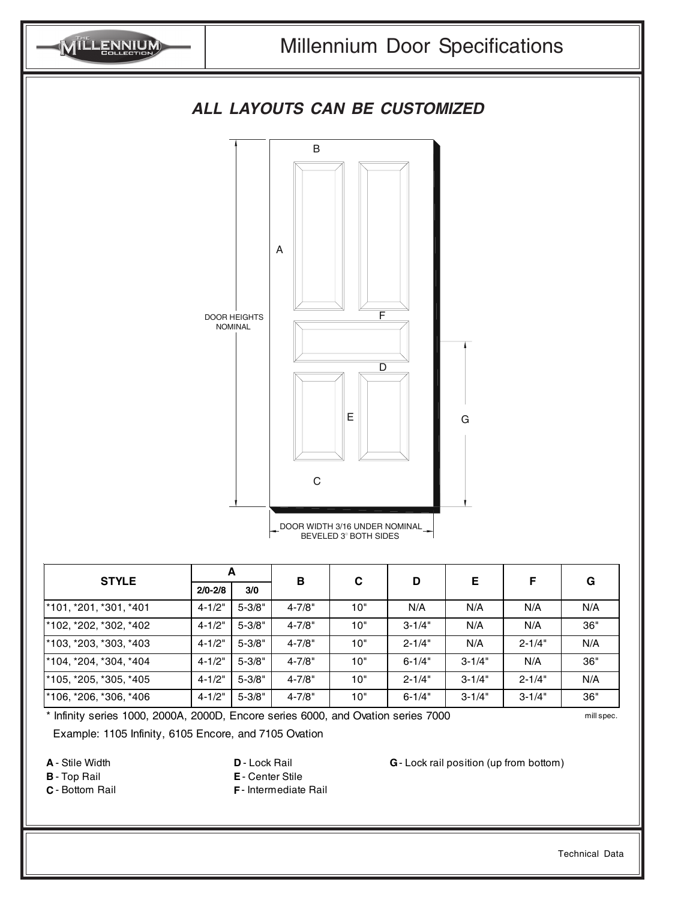# Millennium Door Specifications

## ALL LAYOUTS CAN BE CUSTOMIZED

DOOR HEIGHTS NOMINAL

DOOR WIDTH 3/16 UNDER NOMINAL
BEVELED 3° BOTH SIDES

| STYLE | A | | B | C | D | E | F | G |
|---|---|---|---|---|---|---|---|---|
| | 2/0-2/8 | 3/0 | | | | | | |
| *101, *201, *301, *401 | 4-1/2" | 5-3/8" | 4-7/8" | 10" | N/A | N/A | N/A | N/A |
| *102, *202, *302, *402 | 4-1/2" | 5-3/8" | 4-7/8" | 10" | 3-1/4" | N/A | N/A | 36" |
| *103, *203, *303, *403 | 4-1/2" | 5-3/8" | 4-7/8" | 10" | 2-1/4" | N/A | 2-1/4" | N/A |
| *104, *204, *304, *404 | 4-1/2" | 5-3/8" | 4-7/8" | 10" | 6-1/4" | 3-1/4" | N/A | 36" |
| *105, *205, *305, *405 | 4-1/2" | 5-3/8" | 4-7/8" | 10" | 2-1/4" | 3-1/4" | 2-1/4" | N/A |
| *106, *206, *306, *406 | 4-1/2" | 5-3/8" | 4-7/8" | 10" | 6-1/4" | 3-1/4" | 3-1/4" | 36" |

* Infinity series 1000, 2000A, 2000D, Encore series 6000, and Ovation series 7000

mill spec.

Example: 1105 Infinity, 6105 Encore, and 7105 Ovation

**A** - Stile Width
**B** - Top Rail
**C** - Bottom Rail
**D** - Lock Rail
**E** - Center Stile
**F** - Intermediate Rail
**G** - Lock rail position (up from bottom)

Technical Data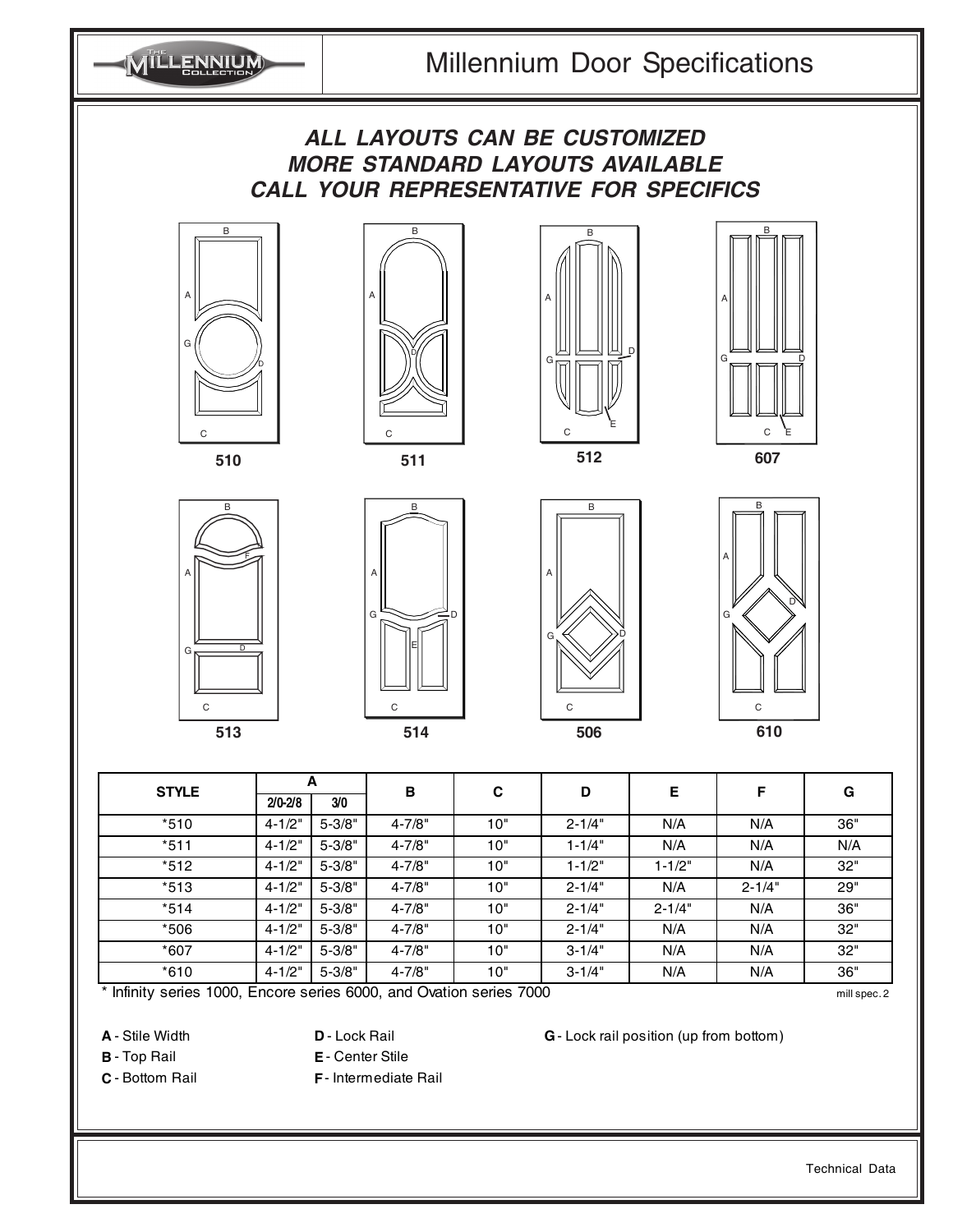# Millennium Door Specifications

***ALL LAYOUTS CAN BE CUSTOMIZED***
***MORE STANDARD LAYOUTS AVAILABLE***
***CALL YOUR REPRESENTATIVE FOR SPECIFICS***

510 511 512 607

513 514 506 610

| STYLE | A | | B | C | D | E | F | G |
|---|---|---|---|---|---|---|---|---|
| | 2/0-2/8 | 3/0 | | | | | | |
| *510 | 4-1/2" | 5-3/8" | 4-7/8" | 10" | 2-1/4" | N/A | N/A | 36" |
| *511 | 4-1/2" | 5-3/8" | 4-7/8" | 10" | 1-1/4" | N/A | N/A | N/A |
| *512 | 4-1/2" | 5-3/8" | 4-7/8" | 10" | 1-1/2" | 1-1/2" | N/A | 32" |
| *513 | 4-1/2" | 5-3/8" | 4-7/8" | 10" | 2-1/4" | N/A | 2-1/4" | 29" |
| *514 | 4-1/2" | 5-3/8" | 4-7/8" | 10" | 2-1/4" | 2-1/4" | N/A | 36" |
| *506 | 4-1/2" | 5-3/8" | 4-7/8" | 10" | 2-1/4" | N/A | N/A | 32" |
| *607 | 4-1/2" | 5-3/8" | 4-7/8" | 10" | 3-1/4" | N/A | N/A | 32" |
| *610 | 4-1/2" | 5-3/8" | 4-7/8" | 10" | 3-1/4" | N/A | N/A | 36" |

* Infinity series 1000, Encore series 6000, and Ovation series 7000

mill spec. 2

**A** - Stile Width
**B** - Top Rail
**C** - Bottom Rail
**D** - Lock Rail
**E** - Center Stile
**F** - Intermediate Rail
**G** - Lock rail position (up from bottom)

Technical Data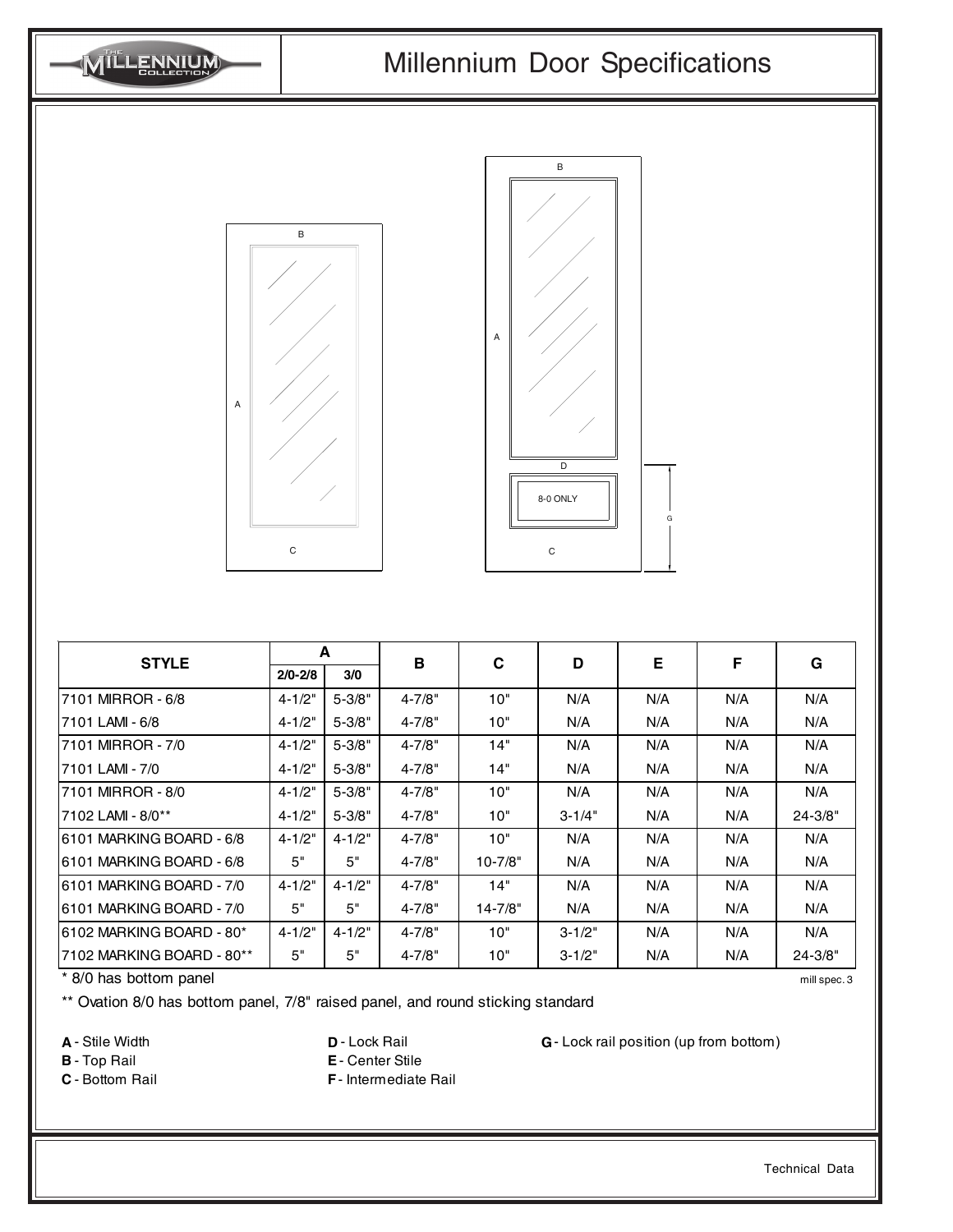# Millennium Door Specifications

| STYLE | A | | B | C | D | E | F | G |
|---|---|---|---|---|---|---|---|---|
| | 2/0-2/8 | 3/0 | | | | | | |
| 7101 MIRROR - 6/8 | 4-1/2" | 5-3/8" | 4-7/8" | 10" | N/A | N/A | N/A | N/A |
| 7101 LAMI - 6/8 | 4-1/2" | 5-3/8" | 4-7/8" | 10" | N/A | N/A | N/A | N/A |
| 7101 MIRROR - 7/0 | 4-1/2" | 5-3/8" | 4-7/8" | 14" | N/A | N/A | N/A | N/A |
| 7101 LAMI - 7/0 | 4-1/2" | 5-3/8" | 4-7/8" | 14" | N/A | N/A | N/A | N/A |
| 7101 MIRROR - 8/0 | 4-1/2" | 5-3/8" | 4-7/8" | 10" | N/A | N/A | N/A | N/A |
| 7102 LAMI - 8/0** | 4-1/2" | 5-3/8" | 4-7/8" | 10" | 3-1/4" | N/A | N/A | 24-3/8" |
| 6101 MARKING BOARD - 6/8 | 4-1/2" | 4-1/2" | 4-7/8" | 10" | N/A | N/A | N/A | N/A |
| 6101 MARKING BOARD - 6/8 | 5" | 5" | 4-7/8" | 10-7/8" | N/A | N/A | N/A | N/A |
| 6101 MARKING BOARD - 7/0 | 4-1/2" | 4-1/2" | 4-7/8" | 14" | N/A | N/A | N/A | N/A |
| 6101 MARKING BOARD - 7/0 | 5" | 5" | 4-7/8" | 14-7/8" | N/A | N/A | N/A | N/A |
| 6102 MARKING BOARD - 80* | 4-1/2" | 4-1/2" | 4-7/8" | 10" | 3-1/2" | N/A | N/A | N/A |
| 7102 MARKING BOARD - 80** | 5" | 5" | 4-7/8" | 10" | 3-1/2" | N/A | N/A | 24-3/8" |

\* 8/0 has bottom panel

mill spec. 3

** Ovation 8/0 has bottom panel, 7/8" raised panel, and round sticking standard

**A** - Stile Width
**B** - Top Rail
**C** - Bottom Rail
**D** - Lock Rail
**E** - Center Stile
**F** - Intermediate Rail
**G** - Lock rail position (up from bottom)

Technical Data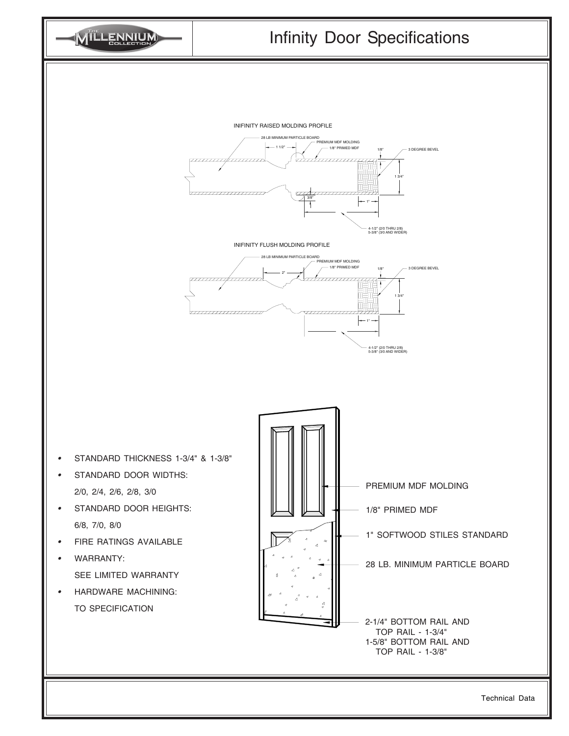# Infinity Door Specifications

INIFINITY RAISED MOLDING PROFILE

28 LB MINIMUM PARTICLE BOARD
PREMIUM MDF MOLDING
1/8" PRIMED MDF
1 1/2"
1/8"
3 DEGREE BEVEL
1 3/4"
3/8"
1"
4-1/2" (2/0 THRU 2/8)
5-3/8" (3/0 AND WIDER)

INIFINITY FLUSH MOLDING PROFILE

28 LB MINIMUM PARTICLE BOARD
PREMIUM MDF MOLDING
1/8" PRIMED MDF
2"
1/8"
3 DEGREE BEVEL
1 3/4"
1"
4-1/2" (2/0 THRU 2/8)
5-3/8" (3/0 AND WIDER)

- STANDARD THICKNESS 1-3/4" & 1-3/8"
- STANDARD DOOR WIDTHS:
  2/0, 2/4, 2/6, 2/8, 3/0
- STANDARD DOOR HEIGHTS:
  6/8, 7/0, 8/0
- FIRE RATINGS AVAILABLE
- WARRANTY:
  SEE LIMITED WARRANTY
- HARDWARE MACHINING:
  TO SPECIFICATION

PREMIUM MDF MOLDING

1/8" PRIMED MDF

1" SOFTWOOD STILES STANDARD

28 LB. MINIMUM PARTICLE BOARD

2-1/4" BOTTOM RAIL AND TOP RAIL - 1-3/4"
1-5/8" BOTTOM RAIL AND TOP RAIL - 1-3/8"

Technical Data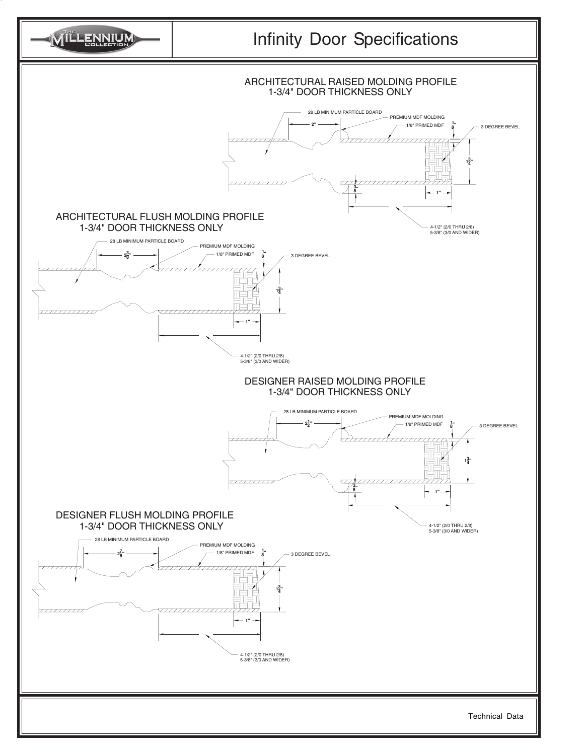# Infinity Door Specifications

## ARCHITECTURAL RAISED MOLDING PROFILE
1-3/4" DOOR THICKNESS ONLY

28 LB MINIMUM PARTICLE BOARD

PREMIUM MDF MOLDING

1/8" PRIMED MDF

3 DEGREE BEVEL

2"

1/8"

1-3/4"

3/8"

1"

4-1/2" (2/0 THRU 2/8)
5-3/8" (3/0 AND WIDER)

## ARCHITECTURAL FLUSH MOLDING PROFILE
1-3/4" DOOR THICKNESS ONLY

28 LB MINIMUM PARTICLE BOARD

PREMIUM MDF MOLDING

1/8" PRIMED MDF

3 DEGREE BEVEL

2-3/8"

1/8"

1-3/4"

1"

4-1/2" (2/0 THRU 2/8)
5-3/8" (3/0 AND WIDER)

## DESIGNER RAISED MOLDING PROFILE
1-3/4" DOOR THICKNESS ONLY

28 LB MINIMUM PARTICLE BOARD

PREMIUM MDF MOLDING

1/8" PRIMED MDF

3 DEGREE BEVEL

2-1/2"

1/8"

1-3/4"

3/8"

1"

4-1/2" (2/0 THRU 2/8)
5-3/8" (3/0 AND WIDER)

## DESIGNER FLUSH MOLDING PROFILE
1-3/4" DOOR THICKNESS ONLY

28 LB MINIMUM PARTICLE BOARD

PREMIUM MDF MOLDING

1/8" PRIMED MDF

3 DEGREE BEVEL

2-7/8"

1/8"

1-3/4"

1"

4-1/2" (2/0 THRU 2/8)
5-3/8" (3/0 AND WIDER)

Technical Data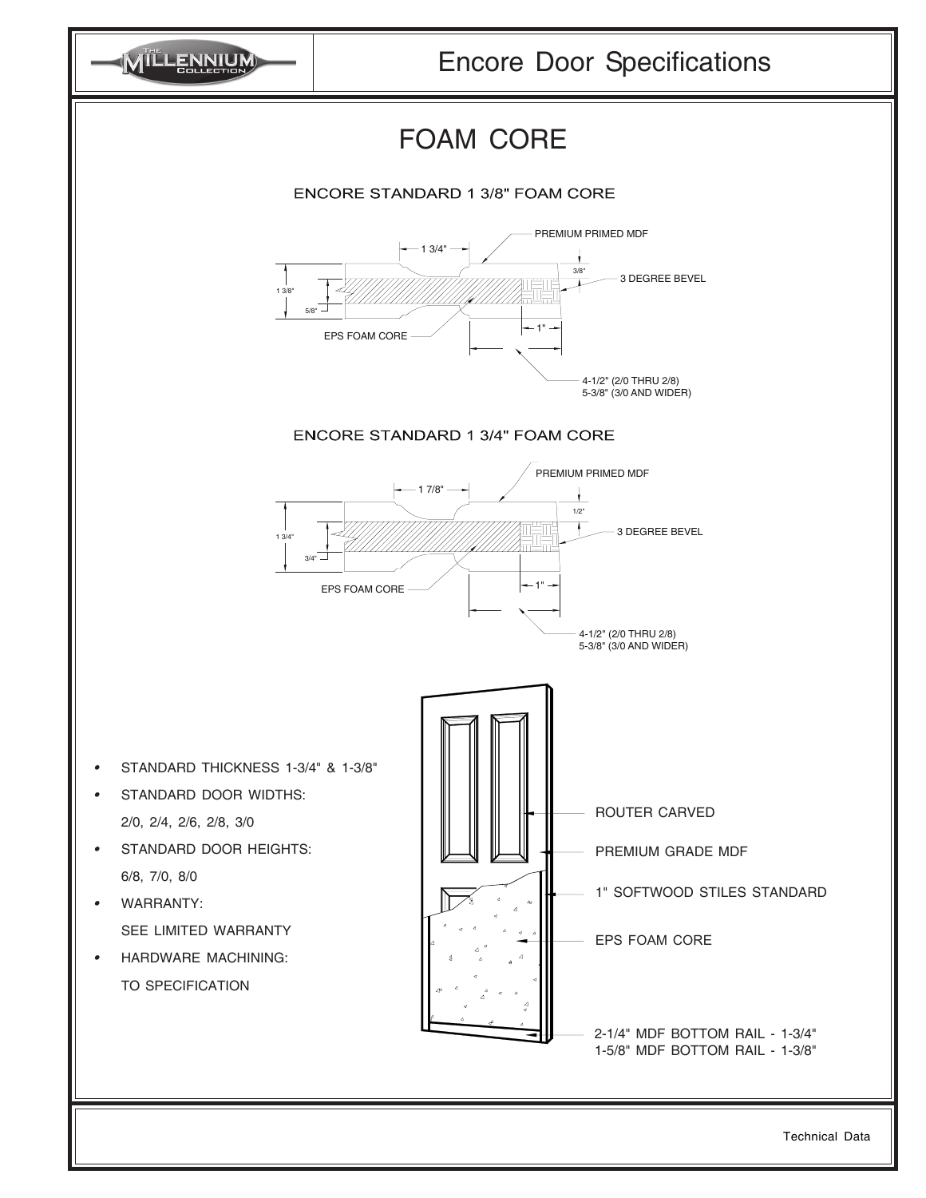# Encore Door Specifications

## FOAM CORE

### ENCORE STANDARD 1 3/8" FOAM CORE

PREMIUM PRIMED MDF

1 3/4"

3/8"

3 DEGREE BEVEL

1 3/8"

5/8"

EPS FOAM CORE

1"

4-1/2" (2/0 THRU 2/8)
5-3/8" (3/0 AND WIDER)

### ENCORE STANDARD 1 3/4" FOAM CORE

PREMIUM PRIMED MDF

1 7/8"

1/2"

3 DEGREE BEVEL

1 3/4"

3/4"

EPS FOAM CORE

1"

4-1/2" (2/0 THRU 2/8)
5-3/8" (3/0 AND WIDER)

- STANDARD THICKNESS 1-3/4" & 1-3/8"
- STANDARD DOOR WIDTHS:
  2/0, 2/4, 2/6, 2/8, 3/0
- STANDARD DOOR HEIGHTS:
  6/8, 7/0, 8/0
- WARRANTY:
  SEE LIMITED WARRANTY
- HARDWARE MACHINING:
  TO SPECIFICATION

ROUTER CARVED

PREMIUM GRADE MDF

1" SOFTWOOD STILES STANDARD

EPS FOAM CORE

2-1/4" MDF BOTTOM RAIL - 1-3/4"
1-5/8" MDF BOTTOM RAIL - 1-3/8"

Technical Data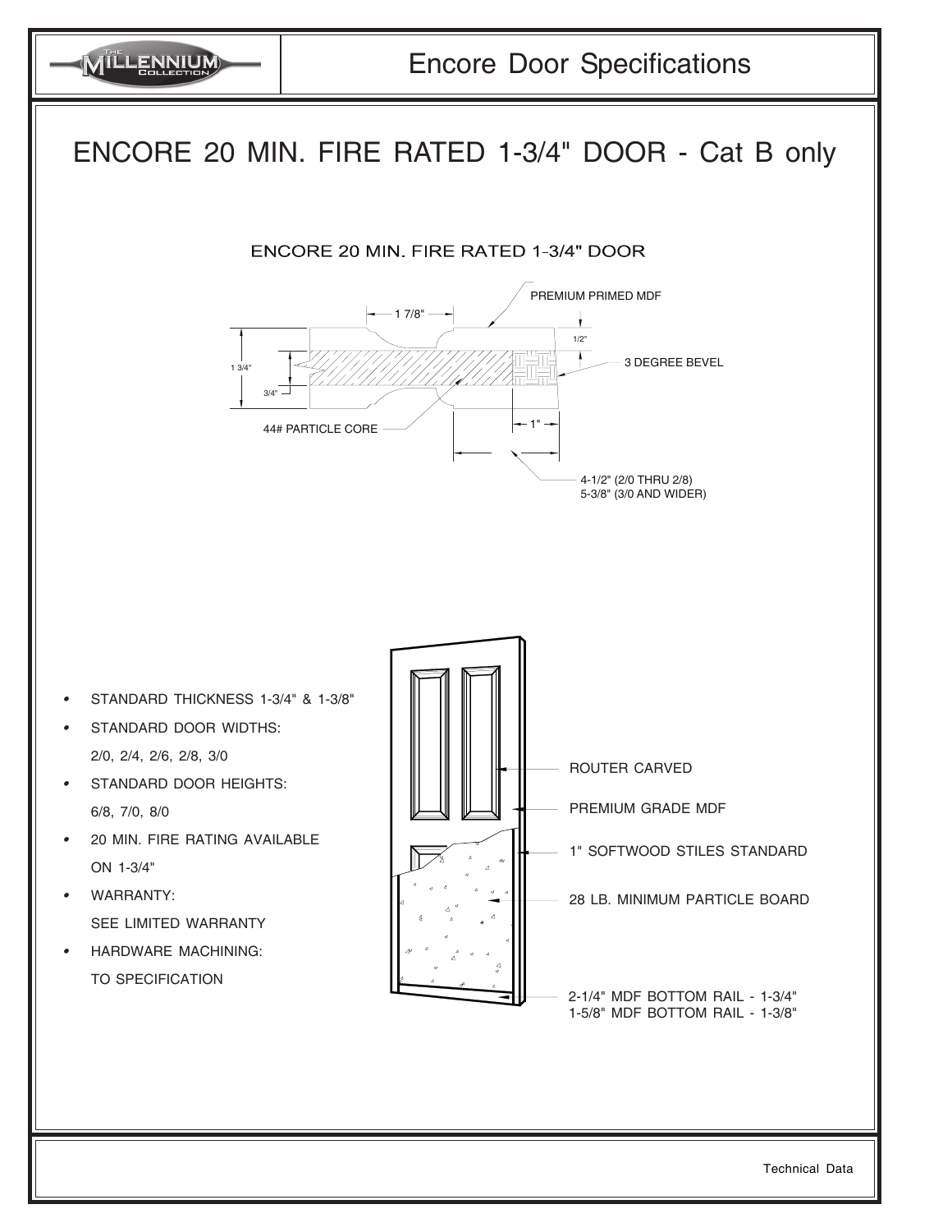# Encore Door Specifications

## ENCORE 20 MIN. FIRE RATED 1-3/4" DOOR - Cat B only

ENCORE 20 MIN. FIRE RATED 1-3/4" DOOR

PREMIUM PRIMED MDF

1 7/8"

1/2"

3 DEGREE BEVEL

1 3/4"

3/4"

44# PARTICLE CORE

1"

4-1/2" (2/0 THRU 2/8)
5-3/8" (3/0 AND WIDER)

- STANDARD THICKNESS 1-3/4" & 1-3/8"
- STANDARD DOOR WIDTHS:
  2/0, 2/4, 2/6, 2/8, 3/0
- STANDARD DOOR HEIGHTS:
  6/8, 7/0, 8/0
- 20 MIN. FIRE RATING AVAILABLE
  ON 1-3/4"
- WARRANTY:
  SEE LIMITED WARRANTY
- HARDWARE MACHINING:
  TO SPECIFICATION

ROUTER CARVED

PREMIUM GRADE MDF

1" SOFTWOOD STILES STANDARD

28 LB. MINIMUM PARTICLE BOARD

2-1/4" MDF BOTTOM RAIL - 1-3/4"
1-5/8" MDF BOTTOM RAIL - 1-3/8"

Technical Data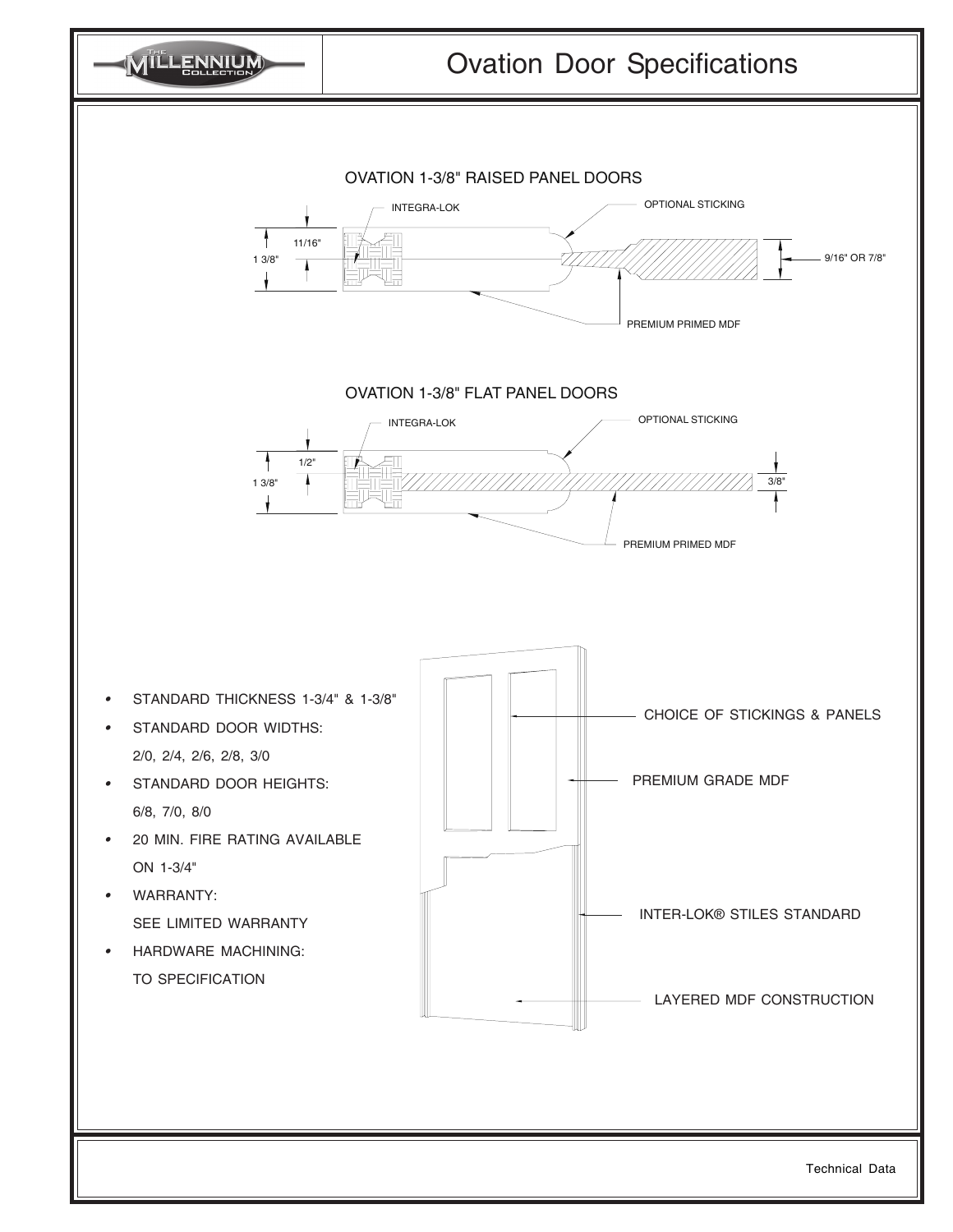# Ovation Door Specifications

## OVATION 1-3/8" RAISED PANEL DOORS

INTEGRA-LOK

OPTIONAL STICKING

11/16"

1 3/8"

9/16" OR 7/8"

PREMIUM PRIMED MDF

## OVATION 1-3/8" FLAT PANEL DOORS

INTEGRA-LOK

OPTIONAL STICKING

1/2"

1 3/8"

3/8"

PREMIUM PRIMED MDF

- STANDARD THICKNESS 1-3/4" & 1-3/8"
- STANDARD DOOR WIDTHS:
  2/0, 2/4, 2/6, 2/8, 3/0
- STANDARD DOOR HEIGHTS:
  6/8, 7/0, 8/0
- 20 MIN. FIRE RATING AVAILABLE
  ON 1-3/4"
- WARRANTY:
  SEE LIMITED WARRANTY
- HARDWARE MACHINING:
  TO SPECIFICATION

CHOICE OF STICKINGS & PANELS

PREMIUM GRADE MDF

INTER-LOK® STILES STANDARD

LAYERED MDF CONSTRUCTION

Technical Data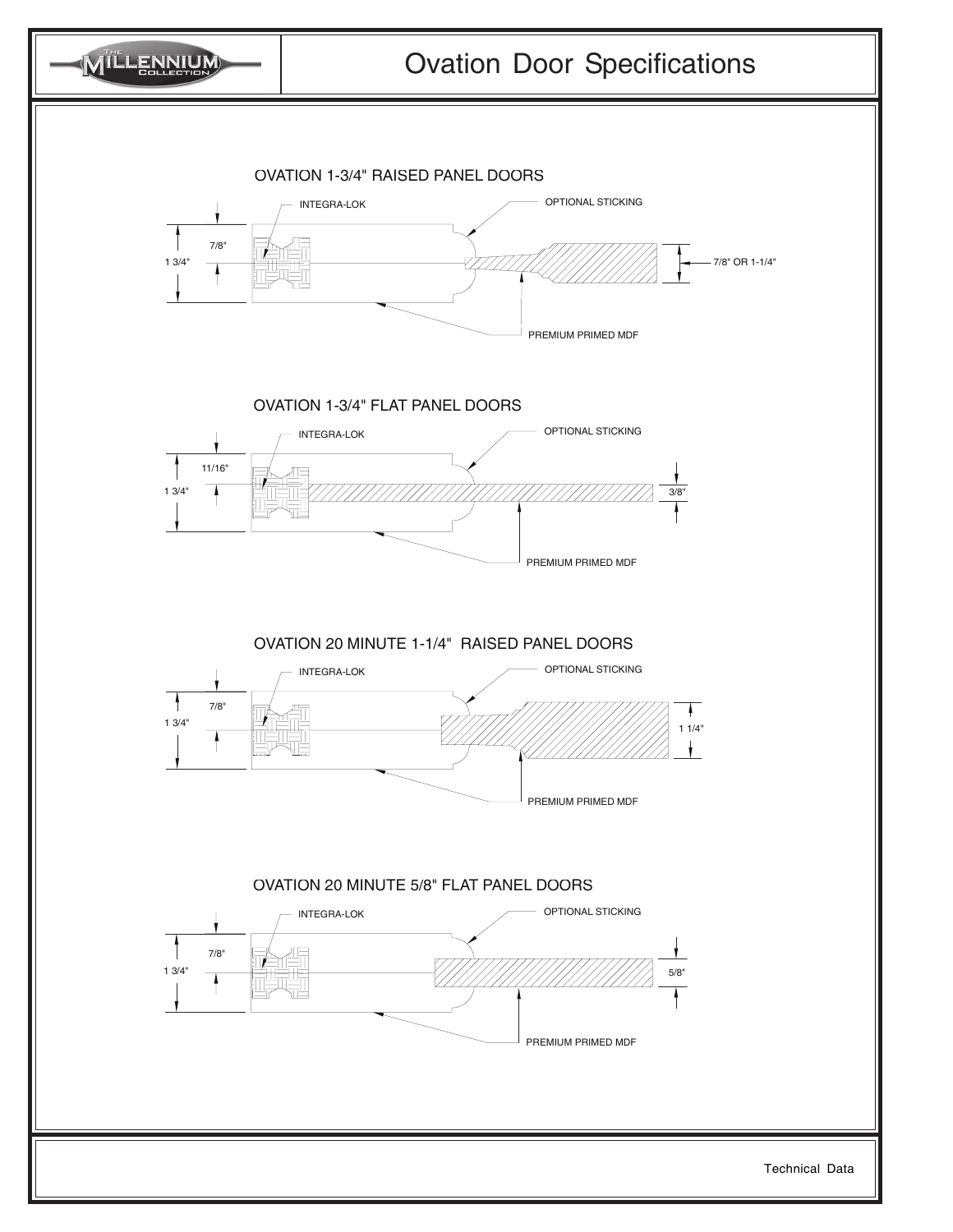# Ovation Door Specifications

THE MILLENNIUM COLLECTION

## OVATION 1-3/4" RAISED PANEL DOORS

INTEGRA-LOK

OPTIONAL STICKING

7/8"

1 3/4"

7/8" OR 1-1/4"

PREMIUM PRIMED MDF

## OVATION 1-3/4" FLAT PANEL DOORS

INTEGRA-LOK

OPTIONAL STICKING

11/16"

1 3/4"

3/8"

PREMIUM PRIMED MDF

## OVATION 20 MINUTE 1-1/4" RAISED PANEL DOORS

INTEGRA-LOK

OPTIONAL STICKING

7/8"

1 3/4"

1 1/4"

PREMIUM PRIMED MDF

## OVATION 20 MINUTE 5/8" FLAT PANEL DOORS

INTEGRA-LOK

OPTIONAL STICKING

7/8"

1 3/4"

5/8"

PREMIUM PRIMED MDF

Technical Data